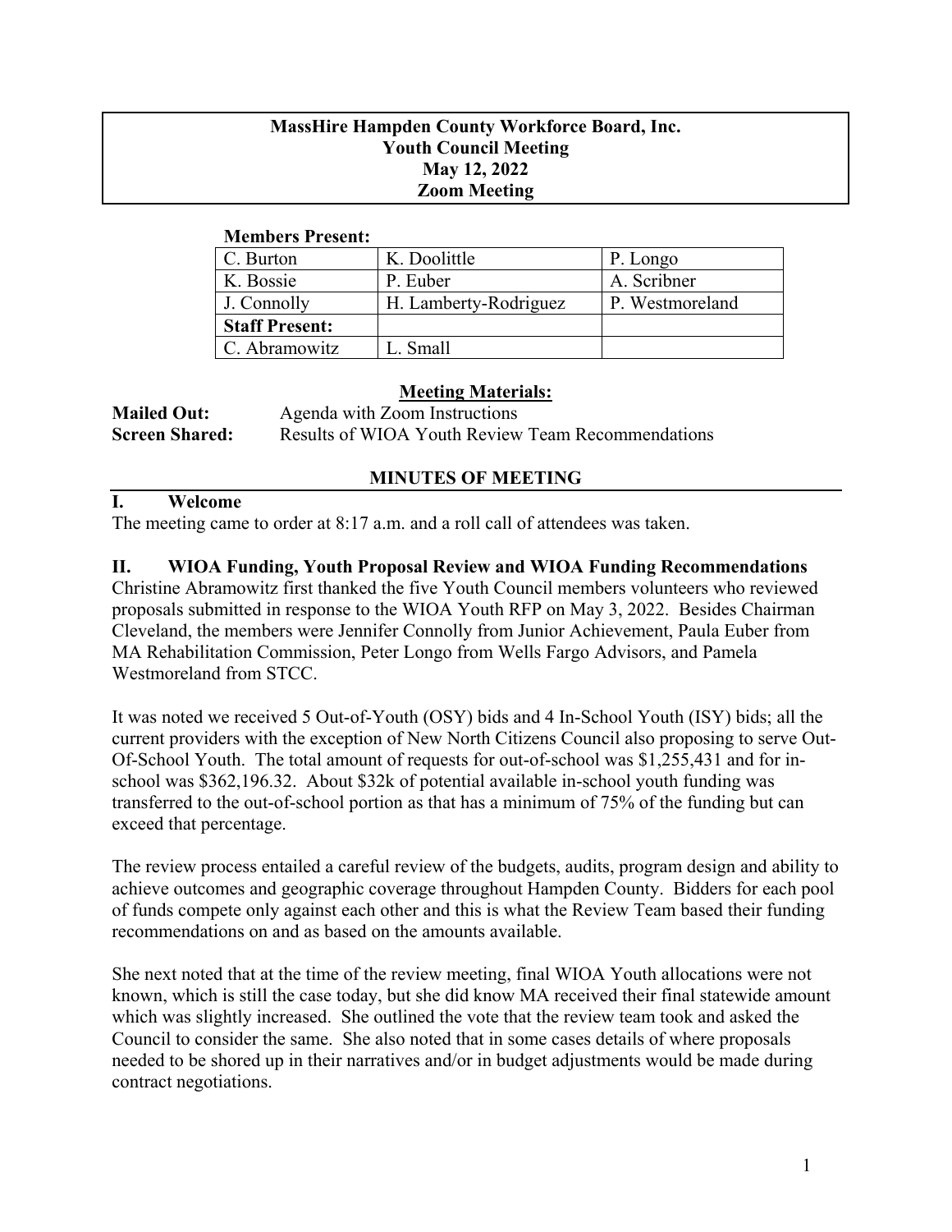**MassHire Hampden County Workforce Board, Inc.**
**Youth Council Meeting**
**May 12, 2022**
**Zoom Meeting**

**Members Present:**

| C. Burton | K. Doolittle | P. Longo |
|---|---|---|
| K. Bossie | P. Euber | A. Scribner |
| J. Connolly | H. Lamberty-Rodriguez | P. Westmoreland |
| **Staff Present:** | | |
| C. Abramowitz | L. Small | |

**Meeting Materials:**

**Mailed Out:** Agenda with Zoom Instructions
**Screen Shared:** Results of WIOA Youth Review Team Recommendations

## MINUTES OF MEETING

### I. Welcome

The meeting came to order at 8:17 a.m. and a roll call of attendees was taken.

### II. WIOA Funding, Youth Proposal Review and WIOA Funding Recommendations

Christine Abramowitz first thanked the five Youth Council members volunteers who reviewed proposals submitted in response to the WIOA Youth RFP on May 3, 2022. Besides Chairman Cleveland, the members were Jennifer Connolly from Junior Achievement, Paula Euber from MA Rehabilitation Commission, Peter Longo from Wells Fargo Advisors, and Pamela Westmoreland from STCC.

It was noted we received 5 Out-of-Youth (OSY) bids and 4 In-School Youth (ISY) bids; all the current providers with the exception of New North Citizens Council also proposing to serve Out-Of-School Youth. The total amount of requests for out-of-school was $1,255,431 and for in-school was $362,196.32. About $32k of potential available in-school youth funding was transferred to the out-of-school portion as that has a minimum of 75% of the funding but can exceed that percentage.

The review process entailed a careful review of the budgets, audits, program design and ability to achieve outcomes and geographic coverage throughout Hampden County. Bidders for each pool of funds compete only against each other and this is what the Review Team based their funding recommendations on and as based on the amounts available.

She next noted that at the time of the review meeting, final WIOA Youth allocations were not known, which is still the case today, but she did know MA received their final statewide amount which was slightly increased. She outlined the vote that the review team took and asked the Council to consider the same. She also noted that in some cases details of where proposals needed to be shored up in their narratives and/or in budget adjustments would be made during contract negotiations.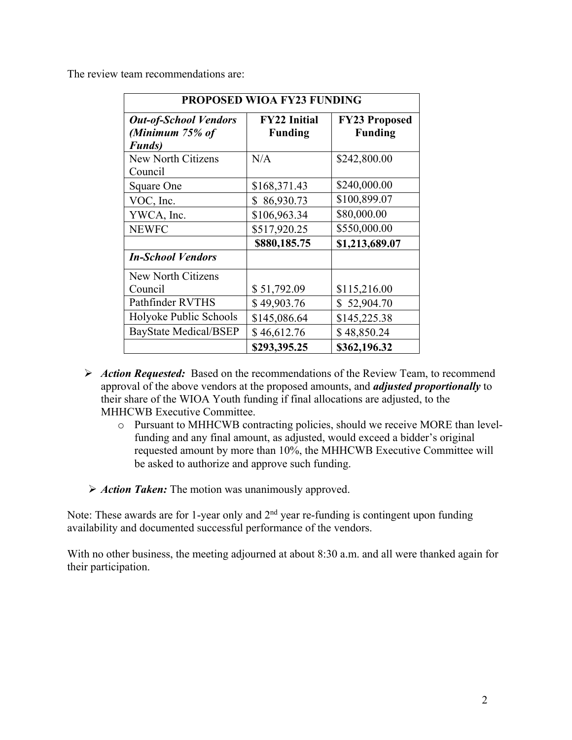The review team recommendations are:

| PROPOSED WIOA FY23 FUNDING | | |
|---|---|---|
| ***Out-of-School Vendors (Minimum 75% of Funds)*** | **FY22 Initial Funding** | **FY23 Proposed Funding** |
| New North Citizens Council | N/A | $242,800.00 |
| Square One | $168,371.43 | $240,000.00 |
| VOC, Inc. | $ 86,930.73 | $100,899.07 |
| YWCA, Inc. | $106,963.34 | $80,000.00 |
| NEWFC | $517,920.25 | $550,000.00 |
| | **$880,185.75** | **$1,213,689.07** |
| ***In-School Vendors*** | | |
| New North Citizens Council | $ 51,792.09 | $115,216.00 |
| Pathfinder RVTHS | $ 49,903.76 | $ 52,904.70 |
| Holyoke Public Schools | $145,086.64 | $145,225.38 |
| BayState Medical/BSEP | $ 46,612.76 | $ 48,850.24 |
| | **$293,395.25** | **$362,196.32** |

- ***Action Requested:*** Based on the recommendations of the Review Team, to recommend approval of the above vendors at the proposed amounts, and ***adjusted proportionally*** to their share of the WIOA Youth funding if final allocations are adjusted, to the MHHCWB Executive Committee.
  - Pursuant to MHHCWB contracting policies, should we receive MORE than level-funding and any final amount, as adjusted, would exceed a bidder's original requested amount by more than 10%, the MHHCWB Executive Committee will be asked to authorize and approve such funding.

- ***Action Taken:*** The motion was unanimously approved.

Note: These awards are for 1-year only and 2nd year re-funding is contingent upon funding availability and documented successful performance of the vendors.

With no other business, the meeting adjourned at about 8:30 a.m. and all were thanked again for their participation.